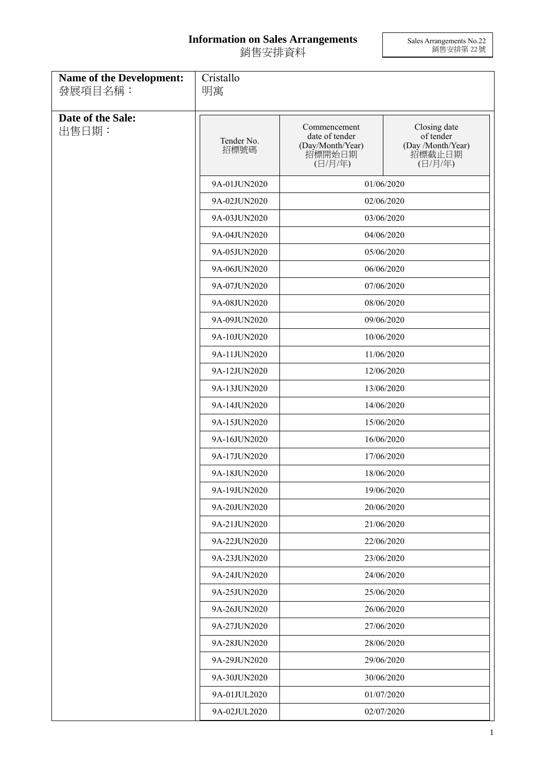# Information on Sales Arrangements
# 銷售安排資料

Sales Arrangements No.22
銷售安排第 22 號

| **Name of the Development:** 發展項目名稱： | Cristallo 明寓 | |
|---|---|---|
| **Date of the Sale:** 出售日期： | | |

| Tender No. 招標號碼 | Commencement date of tender (Day/Month/Year) 招標開始日期 (日/月/年) | Closing date of tender (Day /Month/Year) 招標截止日期 (日/月/年) |
|---|---|---|
| 9A-01JUN2020 | 01/06/2020 | |
| 9A-02JUN2020 | 02/06/2020 | |
| 9A-03JUN2020 | 03/06/2020 | |
| 9A-04JUN2020 | 04/06/2020 | |
| 9A-05JUN2020 | 05/06/2020 | |
| 9A-06JUN2020 | 06/06/2020 | |
| 9A-07JUN2020 | 07/06/2020 | |
| 9A-08JUN2020 | 08/06/2020 | |
| 9A-09JUN2020 | 09/06/2020 | |
| 9A-10JUN2020 | 10/06/2020 | |
| 9A-11JUN2020 | 11/06/2020 | |
| 9A-12JUN2020 | 12/06/2020 | |
| 9A-13JUN2020 | 13/06/2020 | |
| 9A-14JUN2020 | 14/06/2020 | |
| 9A-15JUN2020 | 15/06/2020 | |
| 9A-16JUN2020 | 16/06/2020 | |
| 9A-17JUN2020 | 17/06/2020 | |
| 9A-18JUN2020 | 18/06/2020 | |
| 9A-19JUN2020 | 19/06/2020 | |
| 9A-20JUN2020 | 20/06/2020 | |
| 9A-21JUN2020 | 21/06/2020 | |
| 9A-22JUN2020 | 22/06/2020 | |
| 9A-23JUN2020 | 23/06/2020 | |
| 9A-24JUN2020 | 24/06/2020 | |
| 9A-25JUN2020 | 25/06/2020 | |
| 9A-26JUN2020 | 26/06/2020 | |
| 9A-27JUN2020 | 27/06/2020 | |
| 9A-28JUN2020 | 28/06/2020 | |
| 9A-29JUN2020 | 29/06/2020 | |
| 9A-30JUN2020 | 30/06/2020 | |
| 9A-01JUL2020 | 01/07/2020 | |
| 9A-02JUL2020 | 02/07/2020 | |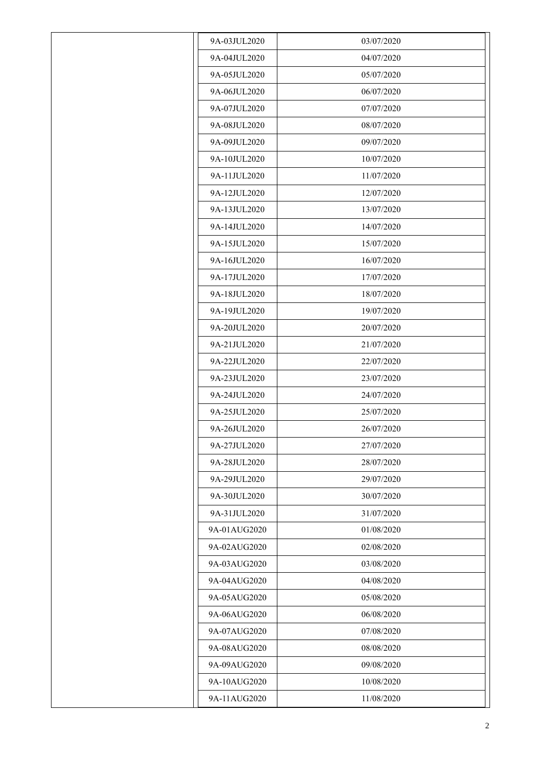| | | |
|---|---|---|
| | 9A-03JUL2020 | 03/07/2020 |
| | 9A-04JUL2020 | 04/07/2020 |
| | 9A-05JUL2020 | 05/07/2020 |
| | 9A-06JUL2020 | 06/07/2020 |
| | 9A-07JUL2020 | 07/07/2020 |
| | 9A-08JUL2020 | 08/07/2020 |
| | 9A-09JUL2020 | 09/07/2020 |
| | 9A-10JUL2020 | 10/07/2020 |
| | 9A-11JUL2020 | 11/07/2020 |
| | 9A-12JUL2020 | 12/07/2020 |
| | 9A-13JUL2020 | 13/07/2020 |
| | 9A-14JUL2020 | 14/07/2020 |
| | 9A-15JUL2020 | 15/07/2020 |
| | 9A-16JUL2020 | 16/07/2020 |
| | 9A-17JUL2020 | 17/07/2020 |
| | 9A-18JUL2020 | 18/07/2020 |
| | 9A-19JUL2020 | 19/07/2020 |
| | 9A-20JUL2020 | 20/07/2020 |
| | 9A-21JUL2020 | 21/07/2020 |
| | 9A-22JUL2020 | 22/07/2020 |
| | 9A-23JUL2020 | 23/07/2020 |
| | 9A-24JUL2020 | 24/07/2020 |
| | 9A-25JUL2020 | 25/07/2020 |
| | 9A-26JUL2020 | 26/07/2020 |
| | 9A-27JUL2020 | 27/07/2020 |
| | 9A-28JUL2020 | 28/07/2020 |
| | 9A-29JUL2020 | 29/07/2020 |
| | 9A-30JUL2020 | 30/07/2020 |
| | 9A-31JUL2020 | 31/07/2020 |
| | 9A-01AUG2020 | 01/08/2020 |
| | 9A-02AUG2020 | 02/08/2020 |
| | 9A-03AUG2020 | 03/08/2020 |
| | 9A-04AUG2020 | 04/08/2020 |
| | 9A-05AUG2020 | 05/08/2020 |
| | 9A-06AUG2020 | 06/08/2020 |
| | 9A-07AUG2020 | 07/08/2020 |
| | 9A-08AUG2020 | 08/08/2020 |
| | 9A-09AUG2020 | 09/08/2020 |
| | 9A-10AUG2020 | 10/08/2020 |
| | 9A-11AUG2020 | 11/08/2020 |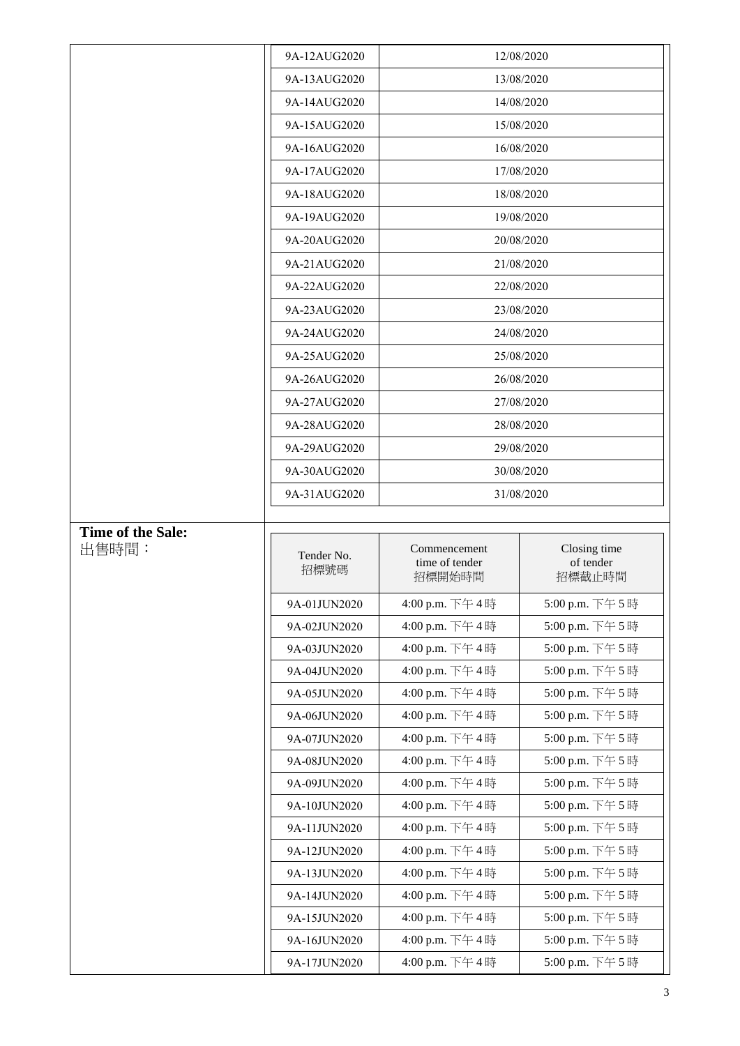| | |
|---|---|
| 9A-12AUG2020 | 12/08/2020 |
| 9A-13AUG2020 | 13/08/2020 |
| 9A-14AUG2020 | 14/08/2020 |
| 9A-15AUG2020 | 15/08/2020 |
| 9A-16AUG2020 | 16/08/2020 |
| 9A-17AUG2020 | 17/08/2020 |
| 9A-18AUG2020 | 18/08/2020 |
| 9A-19AUG2020 | 19/08/2020 |
| 9A-20AUG2020 | 20/08/2020 |
| 9A-21AUG2020 | 21/08/2020 |
| 9A-22AUG2020 | 22/08/2020 |
| 9A-23AUG2020 | 23/08/2020 |
| 9A-24AUG2020 | 24/08/2020 |
| 9A-25AUG2020 | 25/08/2020 |
| 9A-26AUG2020 | 26/08/2020 |
| 9A-27AUG2020 | 27/08/2020 |
| 9A-28AUG2020 | 28/08/2020 |
| 9A-29AUG2020 | 29/08/2020 |
| 9A-30AUG2020 | 30/08/2020 |
| 9A-31AUG2020 | 31/08/2020 |

**Time of the Sale:**
出售時間：

| Tender No. 招標號碼 | Commencement time of tender 招標開始時間 | Closing time of tender 招標截止時間 |
|---|---|---|
| 9A-01JUN2020 | 4:00 p.m. 下午 4 時 | 5:00 p.m. 下午 5 時 |
| 9A-02JUN2020 | 4:00 p.m. 下午 4 時 | 5:00 p.m. 下午 5 時 |
| 9A-03JUN2020 | 4:00 p.m. 下午 4 時 | 5:00 p.m. 下午 5 時 |
| 9A-04JUN2020 | 4:00 p.m. 下午 4 時 | 5:00 p.m. 下午 5 時 |
| 9A-05JUN2020 | 4:00 p.m. 下午 4 時 | 5:00 p.m. 下午 5 時 |
| 9A-06JUN2020 | 4:00 p.m. 下午 4 時 | 5:00 p.m. 下午 5 時 |
| 9A-07JUN2020 | 4:00 p.m. 下午 4 時 | 5:00 p.m. 下午 5 時 |
| 9A-08JUN2020 | 4:00 p.m. 下午 4 時 | 5:00 p.m. 下午 5 時 |
| 9A-09JUN2020 | 4:00 p.m. 下午 4 時 | 5:00 p.m. 下午 5 時 |
| 9A-10JUN2020 | 4:00 p.m. 下午 4 時 | 5:00 p.m. 下午 5 時 |
| 9A-11JUN2020 | 4:00 p.m. 下午 4 時 | 5:00 p.m. 下午 5 時 |
| 9A-12JUN2020 | 4:00 p.m. 下午 4 時 | 5:00 p.m. 下午 5 時 |
| 9A-13JUN2020 | 4:00 p.m. 下午 4 時 | 5:00 p.m. 下午 5 時 |
| 9A-14JUN2020 | 4:00 p.m. 下午 4 時 | 5:00 p.m. 下午 5 時 |
| 9A-15JUN2020 | 4:00 p.m. 下午 4 時 | 5:00 p.m. 下午 5 時 |
| 9A-16JUN2020 | 4:00 p.m. 下午 4 時 | 5:00 p.m. 下午 5 時 |
| 9A-17JUN2020 | 4:00 p.m. 下午 4 時 | 5:00 p.m. 下午 5 時 |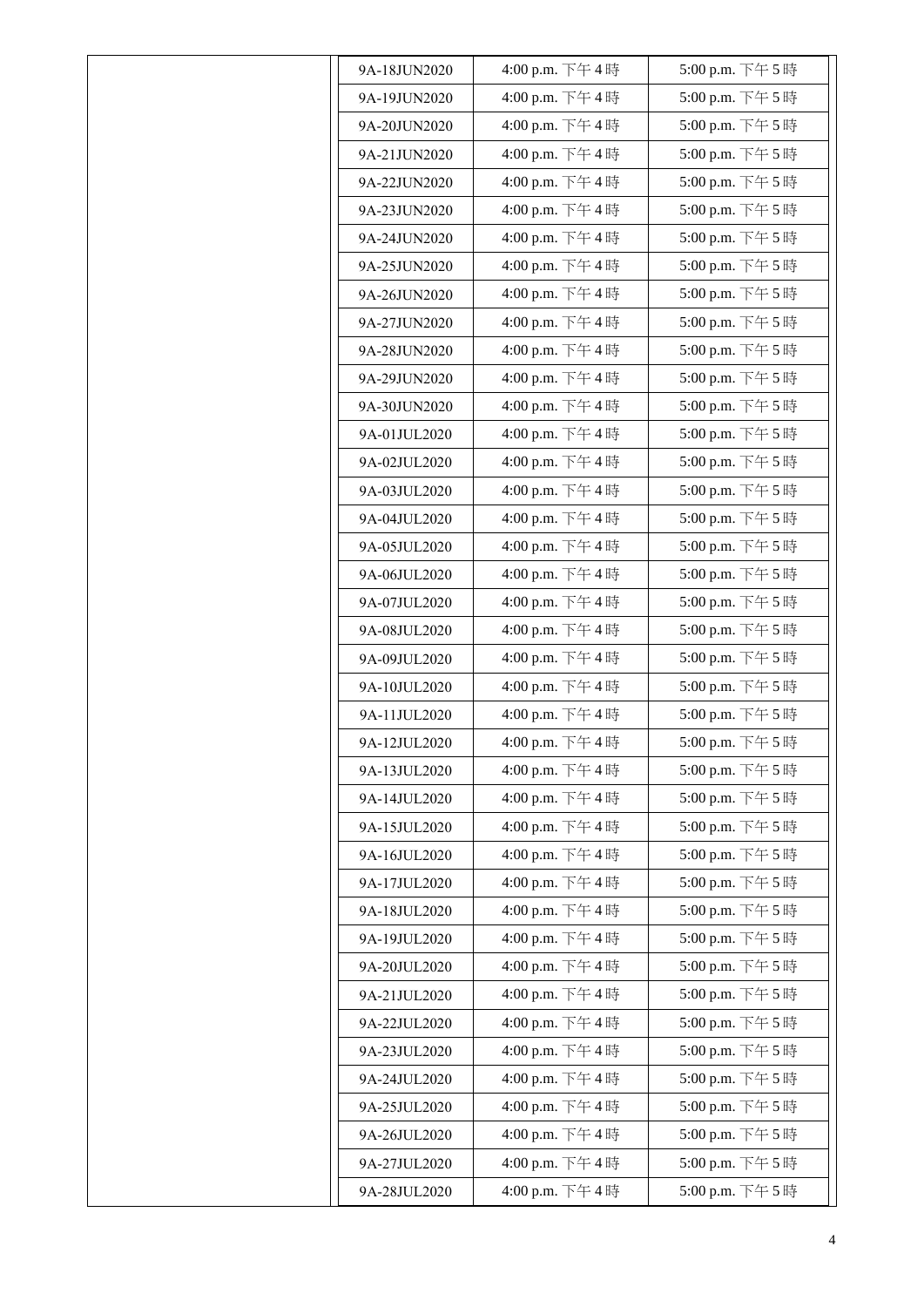| | | | |
|---|---|---|---|
| | 9A-18JUN2020 | 4:00 p.m. 下午 4 時 | 5:00 p.m. 下午 5 時 |
| | 9A-19JUN2020 | 4:00 p.m. 下午 4 時 | 5:00 p.m. 下午 5 時 |
| | 9A-20JUN2020 | 4:00 p.m. 下午 4 時 | 5:00 p.m. 下午 5 時 |
| | 9A-21JUN2020 | 4:00 p.m. 下午 4 時 | 5:00 p.m. 下午 5 時 |
| | 9A-22JUN2020 | 4:00 p.m. 下午 4 時 | 5:00 p.m. 下午 5 時 |
| | 9A-23JUN2020 | 4:00 p.m. 下午 4 時 | 5:00 p.m. 下午 5 時 |
| | 9A-24JUN2020 | 4:00 p.m. 下午 4 時 | 5:00 p.m. 下午 5 時 |
| | 9A-25JUN2020 | 4:00 p.m. 下午 4 時 | 5:00 p.m. 下午 5 時 |
| | 9A-26JUN2020 | 4:00 p.m. 下午 4 時 | 5:00 p.m. 下午 5 時 |
| | 9A-27JUN2020 | 4:00 p.m. 下午 4 時 | 5:00 p.m. 下午 5 時 |
| | 9A-28JUN2020 | 4:00 p.m. 下午 4 時 | 5:00 p.m. 下午 5 時 |
| | 9A-29JUN2020 | 4:00 p.m. 下午 4 時 | 5:00 p.m. 下午 5 時 |
| | 9A-30JUN2020 | 4:00 p.m. 下午 4 時 | 5:00 p.m. 下午 5 時 |
| | 9A-01JUL2020 | 4:00 p.m. 下午 4 時 | 5:00 p.m. 下午 5 時 |
| | 9A-02JUL2020 | 4:00 p.m. 下午 4 時 | 5:00 p.m. 下午 5 時 |
| | 9A-03JUL2020 | 4:00 p.m. 下午 4 時 | 5:00 p.m. 下午 5 時 |
| | 9A-04JUL2020 | 4:00 p.m. 下午 4 時 | 5:00 p.m. 下午 5 時 |
| | 9A-05JUL2020 | 4:00 p.m. 下午 4 時 | 5:00 p.m. 下午 5 時 |
| | 9A-06JUL2020 | 4:00 p.m. 下午 4 時 | 5:00 p.m. 下午 5 時 |
| | 9A-07JUL2020 | 4:00 p.m. 下午 4 時 | 5:00 p.m. 下午 5 時 |
| | 9A-08JUL2020 | 4:00 p.m. 下午 4 時 | 5:00 p.m. 下午 5 時 |
| | 9A-09JUL2020 | 4:00 p.m. 下午 4 時 | 5:00 p.m. 下午 5 時 |
| | 9A-10JUL2020 | 4:00 p.m. 下午 4 時 | 5:00 p.m. 下午 5 時 |
| | 9A-11JUL2020 | 4:00 p.m. 下午 4 時 | 5:00 p.m. 下午 5 時 |
| | 9A-12JUL2020 | 4:00 p.m. 下午 4 時 | 5:00 p.m. 下午 5 時 |
| | 9A-13JUL2020 | 4:00 p.m. 下午 4 時 | 5:00 p.m. 下午 5 時 |
| | 9A-14JUL2020 | 4:00 p.m. 下午 4 時 | 5:00 p.m. 下午 5 時 |
| | 9A-15JUL2020 | 4:00 p.m. 下午 4 時 | 5:00 p.m. 下午 5 時 |
| | 9A-16JUL2020 | 4:00 p.m. 下午 4 時 | 5:00 p.m. 下午 5 時 |
| | 9A-17JUL2020 | 4:00 p.m. 下午 4 時 | 5:00 p.m. 下午 5 時 |
| | 9A-18JUL2020 | 4:00 p.m. 下午 4 時 | 5:00 p.m. 下午 5 時 |
| | 9A-19JUL2020 | 4:00 p.m. 下午 4 時 | 5:00 p.m. 下午 5 時 |
| | 9A-20JUL2020 | 4:00 p.m. 下午 4 時 | 5:00 p.m. 下午 5 時 |
| | 9A-21JUL2020 | 4:00 p.m. 下午 4 時 | 5:00 p.m. 下午 5 時 |
| | 9A-22JUL2020 | 4:00 p.m. 下午 4 時 | 5:00 p.m. 下午 5 時 |
| | 9A-23JUL2020 | 4:00 p.m. 下午 4 時 | 5:00 p.m. 下午 5 時 |
| | 9A-24JUL2020 | 4:00 p.m. 下午 4 時 | 5:00 p.m. 下午 5 時 |
| | 9A-25JUL2020 | 4:00 p.m. 下午 4 時 | 5:00 p.m. 下午 5 時 |
| | 9A-26JUL2020 | 4:00 p.m. 下午 4 時 | 5:00 p.m. 下午 5 時 |
| | 9A-27JUL2020 | 4:00 p.m. 下午 4 時 | 5:00 p.m. 下午 5 時 |
| | 9A-28JUL2020 | 4:00 p.m. 下午 4 時 | 5:00 p.m. 下午 5 時 |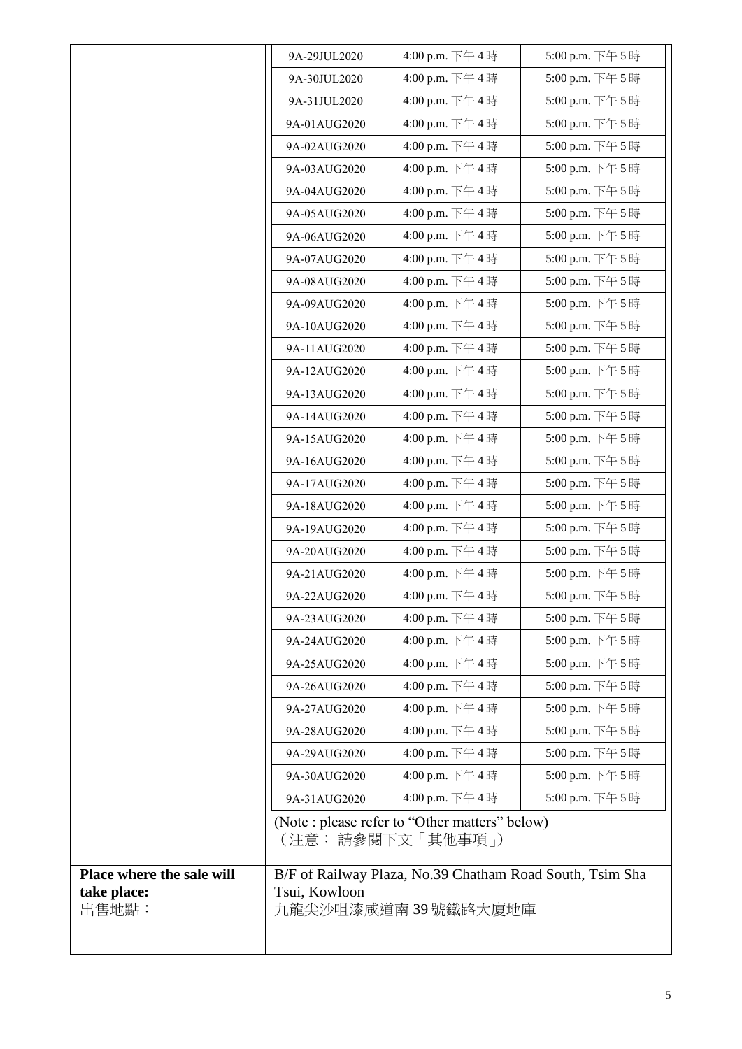| | | | |
|---|---|---|---|
| | 9A-29JUL2020 | 4:00 p.m. 下午 4 時 | 5:00 p.m. 下午 5 時 |
| | 9A-30JUL2020 | 4:00 p.m. 下午 4 時 | 5:00 p.m. 下午 5 時 |
| | 9A-31JUL2020 | 4:00 p.m. 下午 4 時 | 5:00 p.m. 下午 5 時 |
| | 9A-01AUG2020 | 4:00 p.m. 下午 4 時 | 5:00 p.m. 下午 5 時 |
| | 9A-02AUG2020 | 4:00 p.m. 下午 4 時 | 5:00 p.m. 下午 5 時 |
| | 9A-03AUG2020 | 4:00 p.m. 下午 4 時 | 5:00 p.m. 下午 5 時 |
| | 9A-04AUG2020 | 4:00 p.m. 下午 4 時 | 5:00 p.m. 下午 5 時 |
| | 9A-05AUG2020 | 4:00 p.m. 下午 4 時 | 5:00 p.m. 下午 5 時 |
| | 9A-06AUG2020 | 4:00 p.m. 下午 4 時 | 5:00 p.m. 下午 5 時 |
| | 9A-07AUG2020 | 4:00 p.m. 下午 4 時 | 5:00 p.m. 下午 5 時 |
| | 9A-08AUG2020 | 4:00 p.m. 下午 4 時 | 5:00 p.m. 下午 5 時 |
| | 9A-09AUG2020 | 4:00 p.m. 下午 4 時 | 5:00 p.m. 下午 5 時 |
| | 9A-10AUG2020 | 4:00 p.m. 下午 4 時 | 5:00 p.m. 下午 5 時 |
| | 9A-11AUG2020 | 4:00 p.m. 下午 4 時 | 5:00 p.m. 下午 5 時 |
| | 9A-12AUG2020 | 4:00 p.m. 下午 4 時 | 5:00 p.m. 下午 5 時 |
| | 9A-13AUG2020 | 4:00 p.m. 下午 4 時 | 5:00 p.m. 下午 5 時 |
| | 9A-14AUG2020 | 4:00 p.m. 下午 4 時 | 5:00 p.m. 下午 5 時 |
| | 9A-15AUG2020 | 4:00 p.m. 下午 4 時 | 5:00 p.m. 下午 5 時 |
| | 9A-16AUG2020 | 4:00 p.m. 下午 4 時 | 5:00 p.m. 下午 5 時 |
| | 9A-17AUG2020 | 4:00 p.m. 下午 4 時 | 5:00 p.m. 下午 5 時 |
| | 9A-18AUG2020 | 4:00 p.m. 下午 4 時 | 5:00 p.m. 下午 5 時 |
| | 9A-19AUG2020 | 4:00 p.m. 下午 4 時 | 5:00 p.m. 下午 5 時 |
| | 9A-20AUG2020 | 4:00 p.m. 下午 4 時 | 5:00 p.m. 下午 5 時 |
| | 9A-21AUG2020 | 4:00 p.m. 下午 4 時 | 5:00 p.m. 下午 5 時 |
| | 9A-22AUG2020 | 4:00 p.m. 下午 4 時 | 5:00 p.m. 下午 5 時 |
| | 9A-23AUG2020 | 4:00 p.m. 下午 4 時 | 5:00 p.m. 下午 5 時 |
| | 9A-24AUG2020 | 4:00 p.m. 下午 4 時 | 5:00 p.m. 下午 5 時 |
| | 9A-25AUG2020 | 4:00 p.m. 下午 4 時 | 5:00 p.m. 下午 5 時 |
| | 9A-26AUG2020 | 4:00 p.m. 下午 4 時 | 5:00 p.m. 下午 5 時 |
| | 9A-27AUG2020 | 4:00 p.m. 下午 4 時 | 5:00 p.m. 下午 5 時 |
| | 9A-28AUG2020 | 4:00 p.m. 下午 4 時 | 5:00 p.m. 下午 5 時 |
| | 9A-29AUG2020 | 4:00 p.m. 下午 4 時 | 5:00 p.m. 下午 5 時 |
| | 9A-30AUG2020 | 4:00 p.m. 下午 4 時 | 5:00 p.m. 下午 5 時 |
| | 9A-31AUG2020 | 4:00 p.m. 下午 4 時 | 5:00 p.m. 下午 5 時 |
| | (Note : please refer to "Other matters" below)<br>（注意： 請參閱下文「其他事項」） | | |
| **Place where the sale will take place:**<br>出售地點： | B/F of Railway Plaza, No.39 Chatham Road South, Tsim Sha Tsui, Kowloon<br>九龍尖沙咀漆咸道南 39 號鐵路大廈地庫 | | |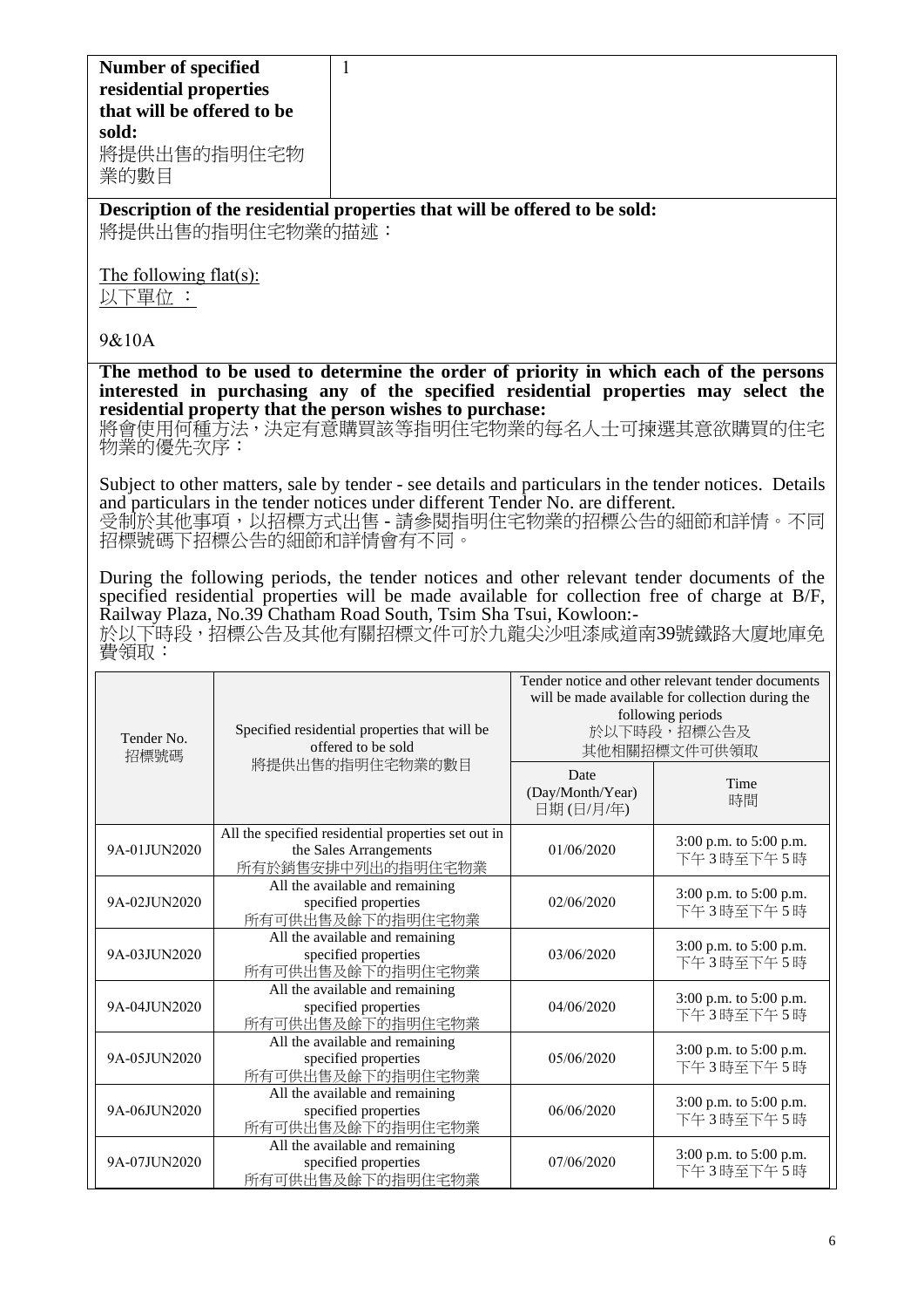| **Number of specified residential properties that will be offered to be sold:** 將提供出售的指明住宅物業的數目 | 1 |
| --- | --- |

**Description of the residential properties that will be offered to be sold:**
將提供出售的指明住宅物業的描述：

<u>The following flat(s):</u>
<u>以下單位 ：</u>

9&10A

**The method to be used to determine the order of priority in which each of the persons interested in purchasing any of the specified residential properties may select the residential property that the person wishes to purchase:**
將會使用何種方法，決定有意購買該等指明住宅物業的每名人士可揀選其意欲購買的住宅物業的優先次序：

Subject to other matters, sale by tender - see details and particulars in the tender notices. Details and particulars in the tender notices under different Tender No. are different.
受制於其他事項，以招標方式出售 - 請參閱指明住宅物業的招標公告的細節和詳情。不同招標號碼下招標公告的細節和詳情會有不同。

During the following periods, the tender notices and other relevant tender documents of the specified residential properties will be made available for collection free of charge at B/F, Railway Plaza, No.39 Chatham Road South, Tsim Sha Tsui, Kowloon:-
於以下時段，招標公告及其他有關招標文件可於九龍尖沙咀漆咸道南39號鐵路大廈地庫免費領取：

| Tender No. 招標號碼 | Specified residential properties that will be offered to be sold 將提供出售的指明住宅物業的數目 | Tender notice and other relevant tender documents will be made available for collection during the following periods 於以下時段，招標公告及其他相關招標文件可供領取 | |
| --- | --- | --- | --- |
| | | Date (Day/Month/Year) 日期 (日/月/年) | Time 時間 |
| 9A-01JUN2020 | All the specified residential properties set out in the Sales Arrangements 所有於銷售安排中列出的指明住宅物業 | 01/06/2020 | 3:00 p.m. to 5:00 p.m. 下午 3 時至下午 5 時 |
| 9A-02JUN2020 | All the available and remaining specified properties 所有可供出售及餘下的指明住宅物業 | 02/06/2020 | 3:00 p.m. to 5:00 p.m. 下午 3 時至下午 5 時 |
| 9A-03JUN2020 | All the available and remaining specified properties 所有可供出售及餘下的指明住宅物業 | 03/06/2020 | 3:00 p.m. to 5:00 p.m. 下午 3 時至下午 5 時 |
| 9A-04JUN2020 | All the available and remaining specified properties 所有可供出售及餘下的指明住宅物業 | 04/06/2020 | 3:00 p.m. to 5:00 p.m. 下午 3 時至下午 5 時 |
| 9A-05JUN2020 | All the available and remaining specified properties 所有可供出售及餘下的指明住宅物業 | 05/06/2020 | 3:00 p.m. to 5:00 p.m. 下午 3 時至下午 5 時 |
| 9A-06JUN2020 | All the available and remaining specified properties 所有可供出售及餘下的指明住宅物業 | 06/06/2020 | 3:00 p.m. to 5:00 p.m. 下午 3 時至下午 5 時 |
| 9A-07JUN2020 | All the available and remaining specified properties 所有可供出售及餘下的指明住宅物業 | 07/06/2020 | 3:00 p.m. to 5:00 p.m. 下午 3 時至下午 5 時 |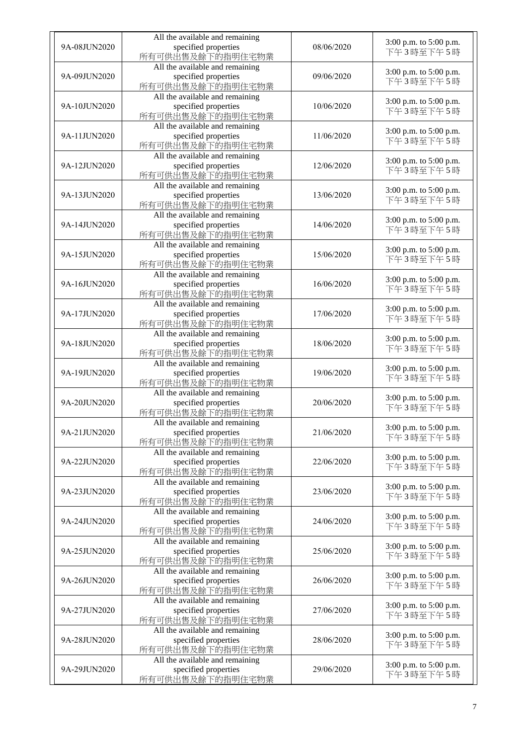| 9A-08JUN2020 | All the available and remaining specified properties 所有可供出售及餘下的指明住宅物業 | 08/06/2020 | 3:00 p.m. to 5:00 p.m. 下午3時至下午5時 |
|---|---|---|---|
| 9A-09JUN2020 | All the available and remaining specified properties 所有可供出售及餘下的指明住宅物業 | 09/06/2020 | 3:00 p.m. to 5:00 p.m. 下午3時至下午5時 |
| 9A-10JUN2020 | All the available and remaining specified properties 所有可供出售及餘下的指明住宅物業 | 10/06/2020 | 3:00 p.m. to 5:00 p.m. 下午3時至下午5時 |
| 9A-11JUN2020 | All the available and remaining specified properties 所有可供出售及餘下的指明住宅物業 | 11/06/2020 | 3:00 p.m. to 5:00 p.m. 下午3時至下午5時 |
| 9A-12JUN2020 | All the available and remaining specified properties 所有可供出售及餘下的指明住宅物業 | 12/06/2020 | 3:00 p.m. to 5:00 p.m. 下午3時至下午5時 |
| 9A-13JUN2020 | All the available and remaining specified properties 所有可供出售及餘下的指明住宅物業 | 13/06/2020 | 3:00 p.m. to 5:00 p.m. 下午3時至下午5時 |
| 9A-14JUN2020 | All the available and remaining specified properties 所有可供出售及餘下的指明住宅物業 | 14/06/2020 | 3:00 p.m. to 5:00 p.m. 下午3時至下午5時 |
| 9A-15JUN2020 | All the available and remaining specified properties 所有可供出售及餘下的指明住宅物業 | 15/06/2020 | 3:00 p.m. to 5:00 p.m. 下午3時至下午5時 |
| 9A-16JUN2020 | All the available and remaining specified properties 所有可供出售及餘下的指明住宅物業 | 16/06/2020 | 3:00 p.m. to 5:00 p.m. 下午3時至下午5時 |
| 9A-17JUN2020 | All the available and remaining specified properties 所有可供出售及餘下的指明住宅物業 | 17/06/2020 | 3:00 p.m. to 5:00 p.m. 下午3時至下午5時 |
| 9A-18JUN2020 | All the available and remaining specified properties 所有可供出售及餘下的指明住宅物業 | 18/06/2020 | 3:00 p.m. to 5:00 p.m. 下午3時至下午5時 |
| 9A-19JUN2020 | All the available and remaining specified properties 所有可供出售及餘下的指明住宅物業 | 19/06/2020 | 3:00 p.m. to 5:00 p.m. 下午3時至下午5時 |
| 9A-20JUN2020 | All the available and remaining specified properties 所有可供出售及餘下的指明住宅物業 | 20/06/2020 | 3:00 p.m. to 5:00 p.m. 下午3時至下午5時 |
| 9A-21JUN2020 | All the available and remaining specified properties 所有可供出售及餘下的指明住宅物業 | 21/06/2020 | 3:00 p.m. to 5:00 p.m. 下午3時至下午5時 |
| 9A-22JUN2020 | All the available and remaining specified properties 所有可供出售及餘下的指明住宅物業 | 22/06/2020 | 3:00 p.m. to 5:00 p.m. 下午3時至下午5時 |
| 9A-23JUN2020 | All the available and remaining specified properties 所有可供出售及餘下的指明住宅物業 | 23/06/2020 | 3:00 p.m. to 5:00 p.m. 下午3時至下午5時 |
| 9A-24JUN2020 | All the available and remaining specified properties 所有可供出售及餘下的指明住宅物業 | 24/06/2020 | 3:00 p.m. to 5:00 p.m. 下午3時至下午5時 |
| 9A-25JUN2020 | All the available and remaining specified properties 所有可供出售及餘下的指明住宅物業 | 25/06/2020 | 3:00 p.m. to 5:00 p.m. 下午3時至下午5時 |
| 9A-26JUN2020 | All the available and remaining specified properties 所有可供出售及餘下的指明住宅物業 | 26/06/2020 | 3:00 p.m. to 5:00 p.m. 下午3時至下午5時 |
| 9A-27JUN2020 | All the available and remaining specified properties 所有可供出售及餘下的指明住宅物業 | 27/06/2020 | 3:00 p.m. to 5:00 p.m. 下午3時至下午5時 |
| 9A-28JUN2020 | All the available and remaining specified properties 所有可供出售及餘下的指明住宅物業 | 28/06/2020 | 3:00 p.m. to 5:00 p.m. 下午3時至下午5時 |
| 9A-29JUN2020 | All the available and remaining specified properties 所有可供出售及餘下的指明住宅物業 | 29/06/2020 | 3:00 p.m. to 5:00 p.m. 下午3時至下午5時 |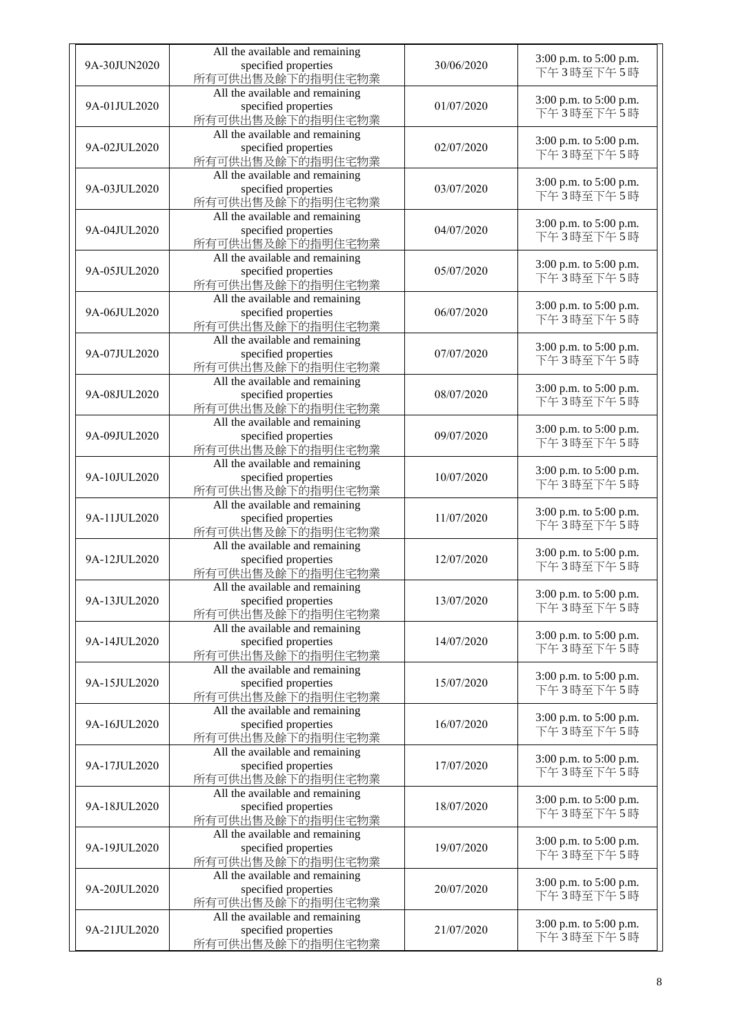| 9A-30JUN2020 | All the available and remaining specified properties 所有可供出售及餘下的指明住宅物業 | 30/06/2020 | 3:00 p.m. to 5:00 p.m. 下午 3 時至下午 5 時 |
|---|---|---|---|
| 9A-01JUL2020 | All the available and remaining specified properties 所有可供出售及餘下的指明住宅物業 | 01/07/2020 | 3:00 p.m. to 5:00 p.m. 下午 3 時至下午 5 時 |
| 9A-02JUL2020 | All the available and remaining specified properties 所有可供出售及餘下的指明住宅物業 | 02/07/2020 | 3:00 p.m. to 5:00 p.m. 下午 3 時至下午 5 時 |
| 9A-03JUL2020 | All the available and remaining specified properties 所有可供出售及餘下的指明住宅物業 | 03/07/2020 | 3:00 p.m. to 5:00 p.m. 下午 3 時至下午 5 時 |
| 9A-04JUL2020 | All the available and remaining specified properties 所有可供出售及餘下的指明住宅物業 | 04/07/2020 | 3:00 p.m. to 5:00 p.m. 下午 3 時至下午 5 時 |
| 9A-05JUL2020 | All the available and remaining specified properties 所有可供出售及餘下的指明住宅物業 | 05/07/2020 | 3:00 p.m. to 5:00 p.m. 下午 3 時至下午 5 時 |
| 9A-06JUL2020 | All the available and remaining specified properties 所有可供出售及餘下的指明住宅物業 | 06/07/2020 | 3:00 p.m. to 5:00 p.m. 下午 3 時至下午 5 時 |
| 9A-07JUL2020 | All the available and remaining specified properties 所有可供出售及餘下的指明住宅物業 | 07/07/2020 | 3:00 p.m. to 5:00 p.m. 下午 3 時至下午 5 時 |
| 9A-08JUL2020 | All the available and remaining specified properties 所有可供出售及餘下的指明住宅物業 | 08/07/2020 | 3:00 p.m. to 5:00 p.m. 下午 3 時至下午 5 時 |
| 9A-09JUL2020 | All the available and remaining specified properties 所有可供出售及餘下的指明住宅物業 | 09/07/2020 | 3:00 p.m. to 5:00 p.m. 下午 3 時至下午 5 時 |
| 9A-10JUL2020 | All the available and remaining specified properties 所有可供出售及餘下的指明住宅物業 | 10/07/2020 | 3:00 p.m. to 5:00 p.m. 下午 3 時至下午 5 時 |
| 9A-11JUL2020 | All the available and remaining specified properties 所有可供出售及餘下的指明住宅物業 | 11/07/2020 | 3:00 p.m. to 5:00 p.m. 下午 3 時至下午 5 時 |
| 9A-12JUL2020 | All the available and remaining specified properties 所有可供出售及餘下的指明住宅物業 | 12/07/2020 | 3:00 p.m. to 5:00 p.m. 下午 3 時至下午 5 時 |
| 9A-13JUL2020 | All the available and remaining specified properties 所有可供出售及餘下的指明住宅物業 | 13/07/2020 | 3:00 p.m. to 5:00 p.m. 下午 3 時至下午 5 時 |
| 9A-14JUL2020 | All the available and remaining specified properties 所有可供出售及餘下的指明住宅物業 | 14/07/2020 | 3:00 p.m. to 5:00 p.m. 下午 3 時至下午 5 時 |
| 9A-15JUL2020 | All the available and remaining specified properties 所有可供出售及餘下的指明住宅物業 | 15/07/2020 | 3:00 p.m. to 5:00 p.m. 下午 3 時至下午 5 時 |
| 9A-16JUL2020 | All the available and remaining specified properties 所有可供出售及餘下的指明住宅物業 | 16/07/2020 | 3:00 p.m. to 5:00 p.m. 下午 3 時至下午 5 時 |
| 9A-17JUL2020 | All the available and remaining specified properties 所有可供出售及餘下的指明住宅物業 | 17/07/2020 | 3:00 p.m. to 5:00 p.m. 下午 3 時至下午 5 時 |
| 9A-18JUL2020 | All the available and remaining specified properties 所有可供出售及餘下的指明住宅物業 | 18/07/2020 | 3:00 p.m. to 5:00 p.m. 下午 3 時至下午 5 時 |
| 9A-19JUL2020 | All the available and remaining specified properties 所有可供出售及餘下的指明住宅物業 | 19/07/2020 | 3:00 p.m. to 5:00 p.m. 下午 3 時至下午 5 時 |
| 9A-20JUL2020 | All the available and remaining specified properties 所有可供出售及餘下的指明住宅物業 | 20/07/2020 | 3:00 p.m. to 5:00 p.m. 下午 3 時至下午 5 時 |
| 9A-21JUL2020 | All the available and remaining specified properties 所有可供出售及餘下的指明住宅物業 | 21/07/2020 | 3:00 p.m. to 5:00 p.m. 下午 3 時至下午 5 時 |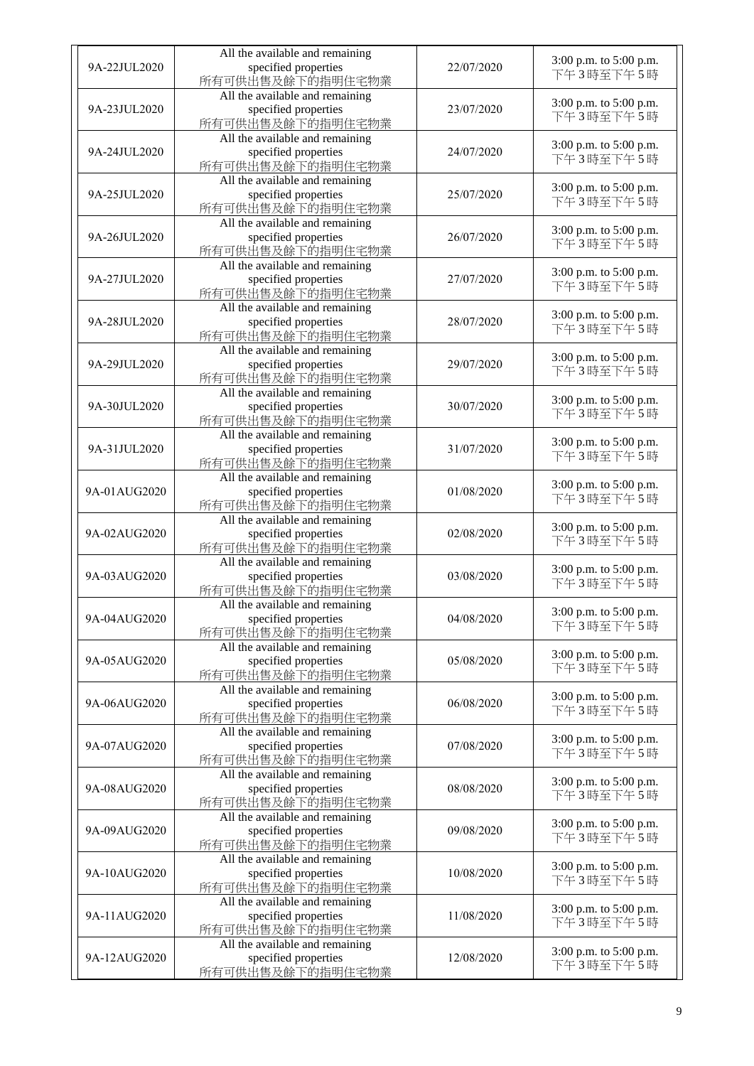| 9A-22JUL2020 | All the available and remaining specified properties 所有可供出售及餘下的指明住宅物業 | 22/07/2020 | 3:00 p.m. to 5:00 p.m. 下午3時至下午5時 |
|---|---|---|---|
| 9A-23JUL2020 | All the available and remaining specified properties 所有可供出售及餘下的指明住宅物業 | 23/07/2020 | 3:00 p.m. to 5:00 p.m. 下午3時至下午5時 |
| 9A-24JUL2020 | All the available and remaining specified properties 所有可供出售及餘下的指明住宅物業 | 24/07/2020 | 3:00 p.m. to 5:00 p.m. 下午3時至下午5時 |
| 9A-25JUL2020 | All the available and remaining specified properties 所有可供出售及餘下的指明住宅物業 | 25/07/2020 | 3:00 p.m. to 5:00 p.m. 下午3時至下午5時 |
| 9A-26JUL2020 | All the available and remaining specified properties 所有可供出售及餘下的指明住宅物業 | 26/07/2020 | 3:00 p.m. to 5:00 p.m. 下午3時至下午5時 |
| 9A-27JUL2020 | All the available and remaining specified properties 所有可供出售及餘下的指明住宅物業 | 27/07/2020 | 3:00 p.m. to 5:00 p.m. 下午3時至下午5時 |
| 9A-28JUL2020 | All the available and remaining specified properties 所有可供出售及餘下的指明住宅物業 | 28/07/2020 | 3:00 p.m. to 5:00 p.m. 下午3時至下午5時 |
| 9A-29JUL2020 | All the available and remaining specified properties 所有可供出售及餘下的指明住宅物業 | 29/07/2020 | 3:00 p.m. to 5:00 p.m. 下午3時至下午5時 |
| 9A-30JUL2020 | All the available and remaining specified properties 所有可供出售及餘下的指明住宅物業 | 30/07/2020 | 3:00 p.m. to 5:00 p.m. 下午3時至下午5時 |
| 9A-31JUL2020 | All the available and remaining specified properties 所有可供出售及餘下的指明住宅物業 | 31/07/2020 | 3:00 p.m. to 5:00 p.m. 下午3時至下午5時 |
| 9A-01AUG2020 | All the available and remaining specified properties 所有可供出售及餘下的指明住宅物業 | 01/08/2020 | 3:00 p.m. to 5:00 p.m. 下午3時至下午5時 |
| 9A-02AUG2020 | All the available and remaining specified properties 所有可供出售及餘下的指明住宅物業 | 02/08/2020 | 3:00 p.m. to 5:00 p.m. 下午3時至下午5時 |
| 9A-03AUG2020 | All the available and remaining specified properties 所有可供出售及餘下的指明住宅物業 | 03/08/2020 | 3:00 p.m. to 5:00 p.m. 下午3時至下午5時 |
| 9A-04AUG2020 | All the available and remaining specified properties 所有可供出售及餘下的指明住宅物業 | 04/08/2020 | 3:00 p.m. to 5:00 p.m. 下午3時至下午5時 |
| 9A-05AUG2020 | All the available and remaining specified properties 所有可供出售及餘下的指明住宅物業 | 05/08/2020 | 3:00 p.m. to 5:00 p.m. 下午3時至下午5時 |
| 9A-06AUG2020 | All the available and remaining specified properties 所有可供出售及餘下的指明住宅物業 | 06/08/2020 | 3:00 p.m. to 5:00 p.m. 下午3時至下午5時 |
| 9A-07AUG2020 | All the available and remaining specified properties 所有可供出售及餘下的指明住宅物業 | 07/08/2020 | 3:00 p.m. to 5:00 p.m. 下午3時至下午5時 |
| 9A-08AUG2020 | All the available and remaining specified properties 所有可供出售及餘下的指明住宅物業 | 08/08/2020 | 3:00 p.m. to 5:00 p.m. 下午3時至下午5時 |
| 9A-09AUG2020 | All the available and remaining specified properties 所有可供出售及餘下的指明住宅物業 | 09/08/2020 | 3:00 p.m. to 5:00 p.m. 下午3時至下午5時 |
| 9A-10AUG2020 | All the available and remaining specified properties 所有可供出售及餘下的指明住宅物業 | 10/08/2020 | 3:00 p.m. to 5:00 p.m. 下午3時至下午5時 |
| 9A-11AUG2020 | All the available and remaining specified properties 所有可供出售及餘下的指明住宅物業 | 11/08/2020 | 3:00 p.m. to 5:00 p.m. 下午3時至下午5時 |
| 9A-12AUG2020 | All the available and remaining specified properties 所有可供出售及餘下的指明住宅物業 | 12/08/2020 | 3:00 p.m. to 5:00 p.m. 下午3時至下午5時 |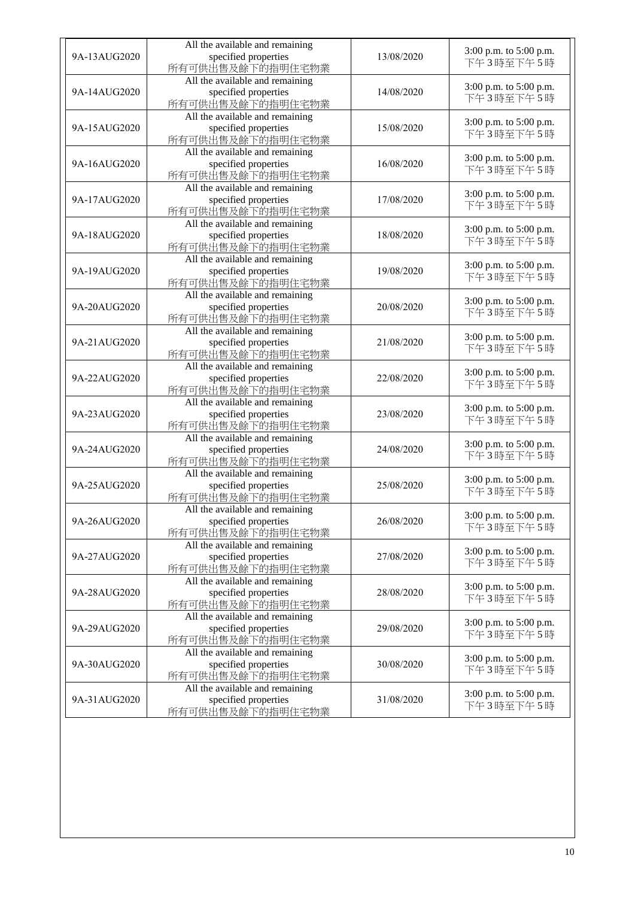| 9A-13AUG2020 | All the available and remaining specified properties 所有可供出售及餘下的指明住宅物業 | 13/08/2020 | 3:00 p.m. to 5:00 p.m. 下午3時至下午5時 |
|---|---|---|---|
| 9A-14AUG2020 | All the available and remaining specified properties 所有可供出售及餘下的指明住宅物業 | 14/08/2020 | 3:00 p.m. to 5:00 p.m. 下午3時至下午5時 |
| 9A-15AUG2020 | All the available and remaining specified properties 所有可供出售及餘下的指明住宅物業 | 15/08/2020 | 3:00 p.m. to 5:00 p.m. 下午3時至下午5時 |
| 9A-16AUG2020 | All the available and remaining specified properties 所有可供出售及餘下的指明住宅物業 | 16/08/2020 | 3:00 p.m. to 5:00 p.m. 下午3時至下午5時 |
| 9A-17AUG2020 | All the available and remaining specified properties 所有可供出售及餘下的指明住宅物業 | 17/08/2020 | 3:00 p.m. to 5:00 p.m. 下午3時至下午5時 |
| 9A-18AUG2020 | All the available and remaining specified properties 所有可供出售及餘下的指明住宅物業 | 18/08/2020 | 3:00 p.m. to 5:00 p.m. 下午3時至下午5時 |
| 9A-19AUG2020 | All the available and remaining specified properties 所有可供出售及餘下的指明住宅物業 | 19/08/2020 | 3:00 p.m. to 5:00 p.m. 下午3時至下午5時 |
| 9A-20AUG2020 | All the available and remaining specified properties 所有可供出售及餘下的指明住宅物業 | 20/08/2020 | 3:00 p.m. to 5:00 p.m. 下午3時至下午5時 |
| 9A-21AUG2020 | All the available and remaining specified properties 所有可供出售及餘下的指明住宅物業 | 21/08/2020 | 3:00 p.m. to 5:00 p.m. 下午3時至下午5時 |
| 9A-22AUG2020 | All the available and remaining specified properties 所有可供出售及餘下的指明住宅物業 | 22/08/2020 | 3:00 p.m. to 5:00 p.m. 下午3時至下午5時 |
| 9A-23AUG2020 | All the available and remaining specified properties 所有可供出售及餘下的指明住宅物業 | 23/08/2020 | 3:00 p.m. to 5:00 p.m. 下午3時至下午5時 |
| 9A-24AUG2020 | All the available and remaining specified properties 所有可供出售及餘下的指明住宅物業 | 24/08/2020 | 3:00 p.m. to 5:00 p.m. 下午3時至下午5時 |
| 9A-25AUG2020 | All the available and remaining specified properties 所有可供出售及餘下的指明住宅物業 | 25/08/2020 | 3:00 p.m. to 5:00 p.m. 下午3時至下午5時 |
| 9A-26AUG2020 | All the available and remaining specified properties 所有可供出售及餘下的指明住宅物業 | 26/08/2020 | 3:00 p.m. to 5:00 p.m. 下午3時至下午5時 |
| 9A-27AUG2020 | All the available and remaining specified properties 所有可供出售及餘下的指明住宅物業 | 27/08/2020 | 3:00 p.m. to 5:00 p.m. 下午3時至下午5時 |
| 9A-28AUG2020 | All the available and remaining specified properties 所有可供出售及餘下的指明住宅物業 | 28/08/2020 | 3:00 p.m. to 5:00 p.m. 下午3時至下午5時 |
| 9A-29AUG2020 | All the available and remaining specified properties 所有可供出售及餘下的指明住宅物業 | 29/08/2020 | 3:00 p.m. to 5:00 p.m. 下午3時至下午5時 |
| 9A-30AUG2020 | All the available and remaining specified properties 所有可供出售及餘下的指明住宅物業 | 30/08/2020 | 3:00 p.m. to 5:00 p.m. 下午3時至下午5時 |
| 9A-31AUG2020 | All the available and remaining specified properties 所有可供出售及餘下的指明住宅物業 | 31/08/2020 | 3:00 p.m. to 5:00 p.m. 下午3時至下午5時 |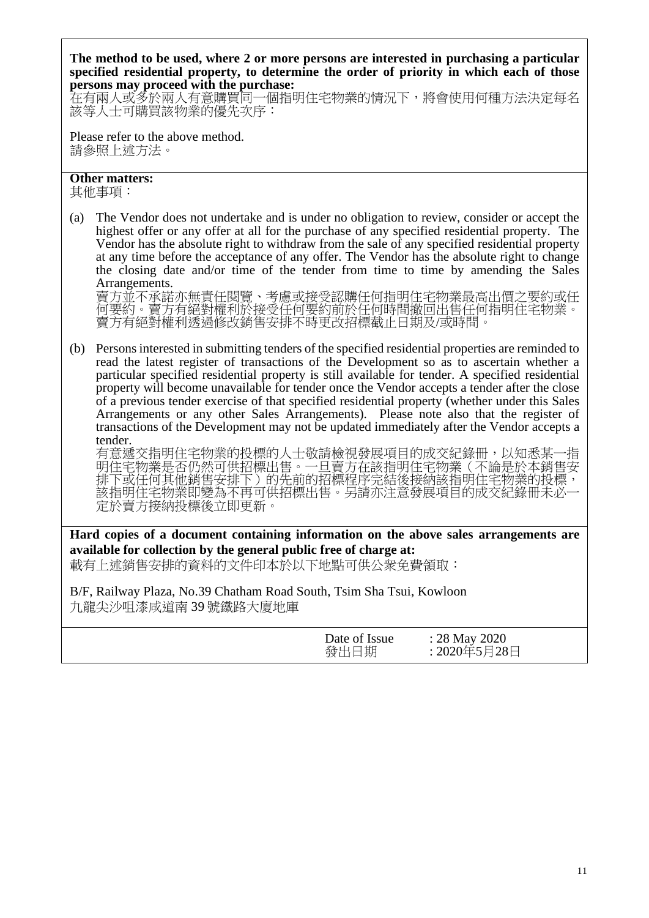**The method to be used, where 2 or more persons are interested in purchasing a particular specified residential property, to determine the order of priority in which each of those persons may proceed with the purchase:**
在有兩人或多於兩人有意購買同一個指明住宅物業的情況下，將會使用何種方法決定每名該等人士可購買該物業的優先次序：

Please refer to the above method.
請參照上述方法。

**Other matters:**
其他事項：

(a) The Vendor does not undertake and is under no obligation to review, consider or accept the highest offer or any offer at all for the purchase of any specified residential property. The Vendor has the absolute right to withdraw from the sale of any specified residential property at any time before the acceptance of any offer. The Vendor has the absolute right to change the closing date and/or time of the tender from time to time by amending the Sales Arrangements.
賣方並不承諾亦無責任閱覽、考慮或接受認購任何指明住宅物業最高出價之要約或任何要約。賣方有絕對權利於接受任何要約前於任何時間撤回出售任何指明住宅物業。賣方有絕對權利透過修改銷售安排不時更改招標截止日期及/或時間。

(b) Persons interested in submitting tenders of the specified residential properties are reminded to read the latest register of transactions of the Development so as to ascertain whether a particular specified residential property is still available for tender. A specified residential property will become unavailable for tender once the Vendor accepts a tender after the close of a previous tender exercise of that specified residential property (whether under this Sales Arrangements or any other Sales Arrangements). Please note also that the register of transactions of the Development may not be updated immediately after the Vendor accepts a tender.
有意遞交指明住宅物業的投標的人士敬請檢視發展項目的成交紀錄冊，以知悉某一指明住宅物業是否仍然可供招標出售。一旦賣方在該指明住宅物業（不論是於本銷售安排下或任何其他銷售安排下）的先前的招標程序完結後接納該指明住宅物業的投標，該指明住宅物業即變為不再可供招標出售。另請亦注意發展項目的成交紀錄冊未必一定於賣方接納投標後立即更新。

**Hard copies of a document containing information on the above sales arrangements are available for collection by the general public free of charge at:**
載有上述銷售安排的資料的文件印本於以下地點可供公眾免費領取：

B/F, Railway Plaza, No.39 Chatham Road South, Tsim Sha Tsui, Kowloon
九龍尖沙咀漆咸道南 39 號鐵路大廈地庫

Date of Issue : 28 May 2020
發出日期 : 2020年5月28日